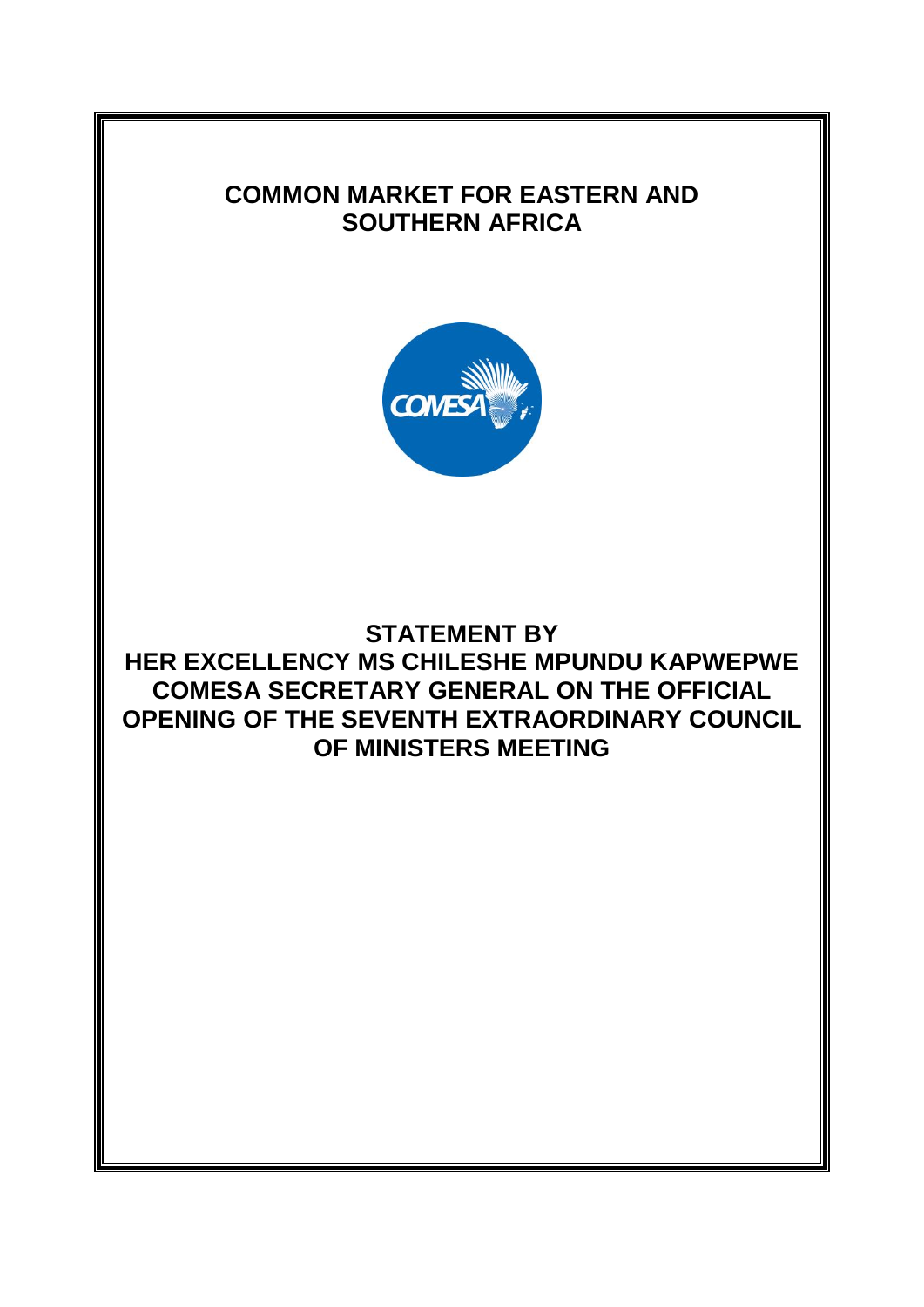# COMMON MARKET FOR EASTERN AND SOUTHERN AFRICA

## STATEMENT BY HER EXCELLENCY MS CHILESHE MPUNDU KAPWEPWE COMESA SECRETARY GENERAL ON THE OFFICIAL OPENING OF THE SEVENTH EXTRAORDINARY COUNCIL OF MINISTERS MEETING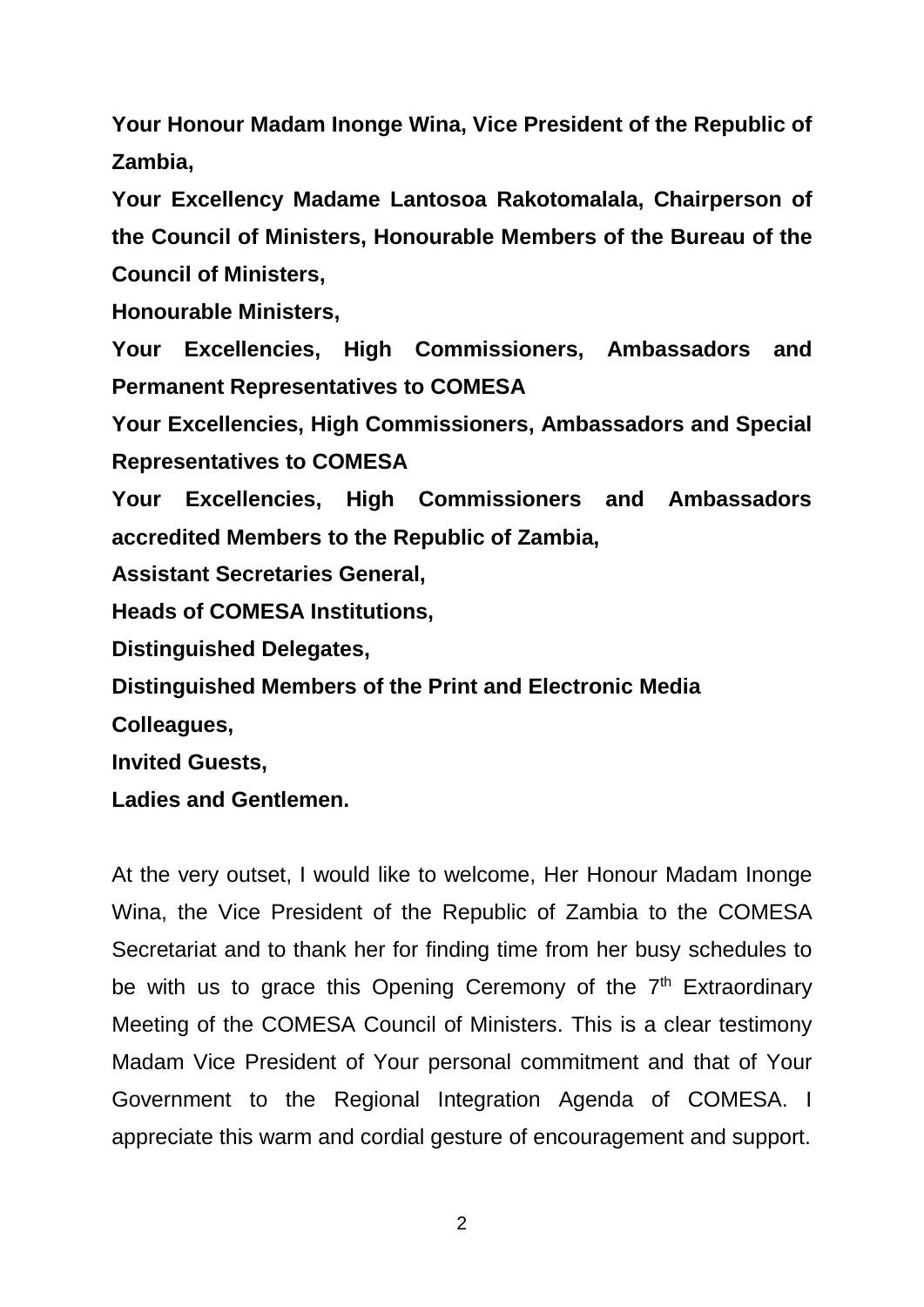**Your Honour Madam Inonge Wina, Vice President of the Republic of Zambia,**

**Your Excellency Madame Lantosoa Rakotomalala, Chairperson of the Council of Ministers, Honourable Members of the Bureau of the Council of Ministers,**

**Honourable Ministers,**

**Your Excellencies, High Commissioners, Ambassadors and Permanent Representatives to COMESA**

**Your Excellencies, High Commissioners, Ambassadors and Special Representatives to COMESA**

**Your Excellencies, High Commissioners and Ambassadors accredited Members to the Republic of Zambia,**

**Assistant Secretaries General,**

**Heads of COMESA Institutions,**

**Distinguished Delegates,**

**Distinguished Members of the Print and Electronic Media**

**Colleagues,**

**Invited Guests,**

**Ladies and Gentlemen.**

At the very outset, I would like to welcome, Her Honour Madam Inonge Wina, the Vice President of the Republic of Zambia to the COMESA Secretariat and to thank her for finding time from her busy schedules to be with us to grace this Opening Ceremony of the 7th Extraordinary Meeting of the COMESA Council of Ministers. This is a clear testimony Madam Vice President of Your personal commitment and that of Your Government to the Regional Integration Agenda of COMESA. I appreciate this warm and cordial gesture of encouragement and support.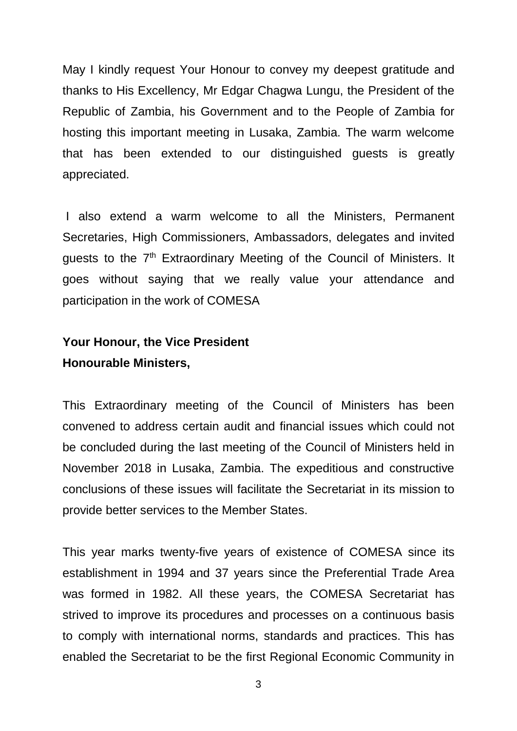May I kindly request Your Honour to convey my deepest gratitude and thanks to His Excellency, Mr Edgar Chagwa Lungu, the President of the Republic of Zambia, his Government and to the People of Zambia for hosting this important meeting in Lusaka, Zambia. The warm welcome that has been extended to our distinguished guests is greatly appreciated.

I also extend a warm welcome to all the Ministers, Permanent Secretaries, High Commissioners, Ambassadors, delegates and invited guests to the 7th Extraordinary Meeting of the Council of Ministers. It goes without saying that we really value your attendance and participation in the work of COMESA

**Your Honour, the Vice President**
**Honourable Ministers,**

This Extraordinary meeting of the Council of Ministers has been convened to address certain audit and financial issues which could not be concluded during the last meeting of the Council of Ministers held in November 2018 in Lusaka, Zambia. The expeditious and constructive conclusions of these issues will facilitate the Secretariat in its mission to provide better services to the Member States.

This year marks twenty-five years of existence of COMESA since its establishment in 1994 and 37 years since the Preferential Trade Area was formed in 1982. All these years, the COMESA Secretariat has strived to improve its procedures and processes on a continuous basis to comply with international norms, standards and practices. This has enabled the Secretariat to be the first Regional Economic Community in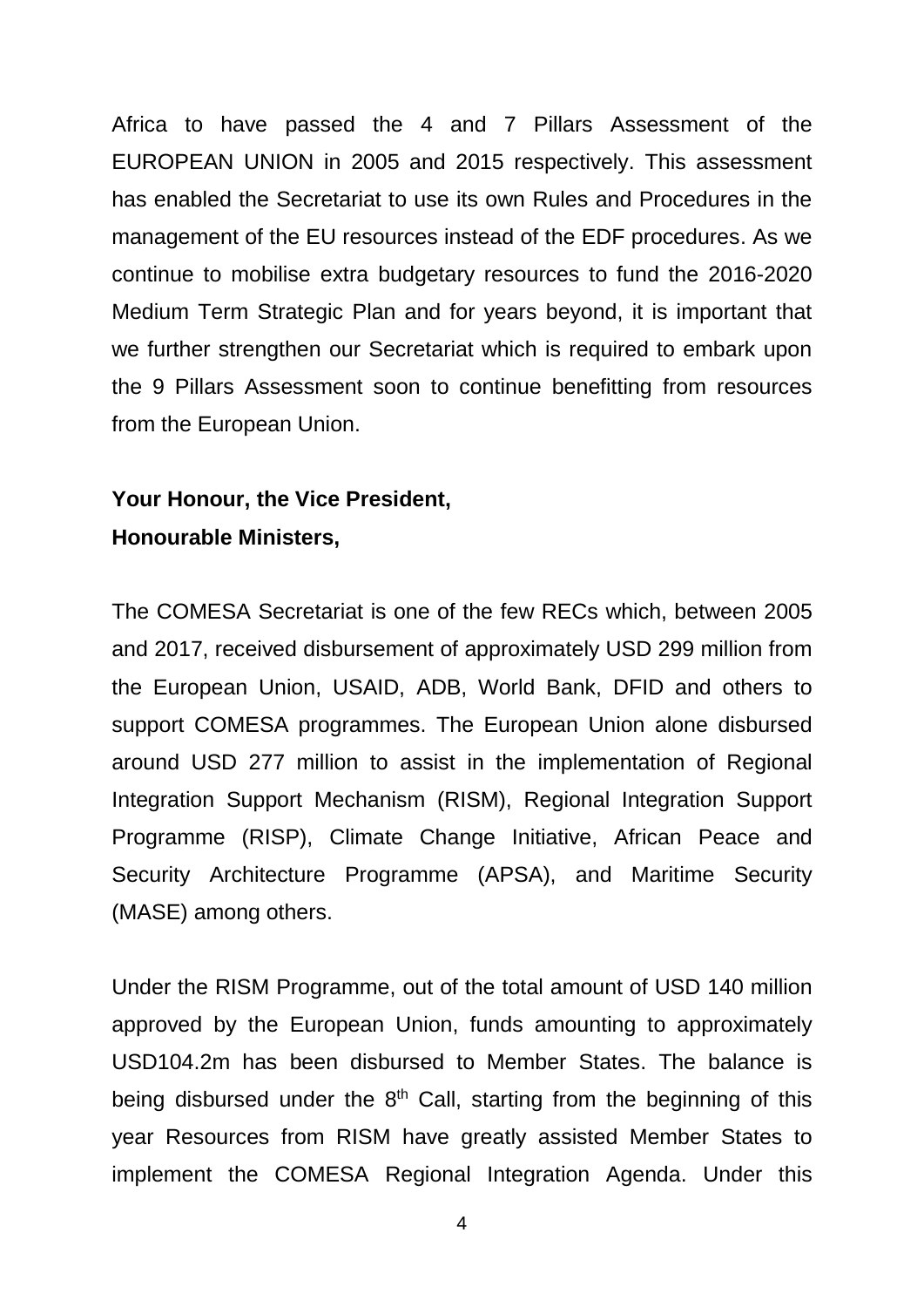Africa to have passed the 4 and 7 Pillars Assessment of the EUROPEAN UNION in 2005 and 2015 respectively. This assessment has enabled the Secretariat to use its own Rules and Procedures in the management of the EU resources instead of the EDF procedures. As we continue to mobilise extra budgetary resources to fund the 2016-2020 Medium Term Strategic Plan and for years beyond, it is important that we further strengthen our Secretariat which is required to embark upon the 9 Pillars Assessment soon to continue benefitting from resources from the European Union.

**Your Honour, the Vice President,**
**Honourable Ministers,**

The COMESA Secretariat is one of the few RECs which, between 2005 and 2017, received disbursement of approximately USD 299 million from the European Union, USAID, ADB, World Bank, DFID and others to support COMESA programmes. The European Union alone disbursed around USD 277 million to assist in the implementation of Regional Integration Support Mechanism (RISM), Regional Integration Support Programme (RISP), Climate Change Initiative, African Peace and Security Architecture Programme (APSA), and Maritime Security (MASE) among others.

Under the RISM Programme, out of the total amount of USD 140 million approved by the European Union, funds amounting to approximately USD104.2m has been disbursed to Member States. The balance is being disbursed under the 8th Call, starting from the beginning of this year Resources from RISM have greatly assisted Member States to implement the COMESA Regional Integration Agenda. Under this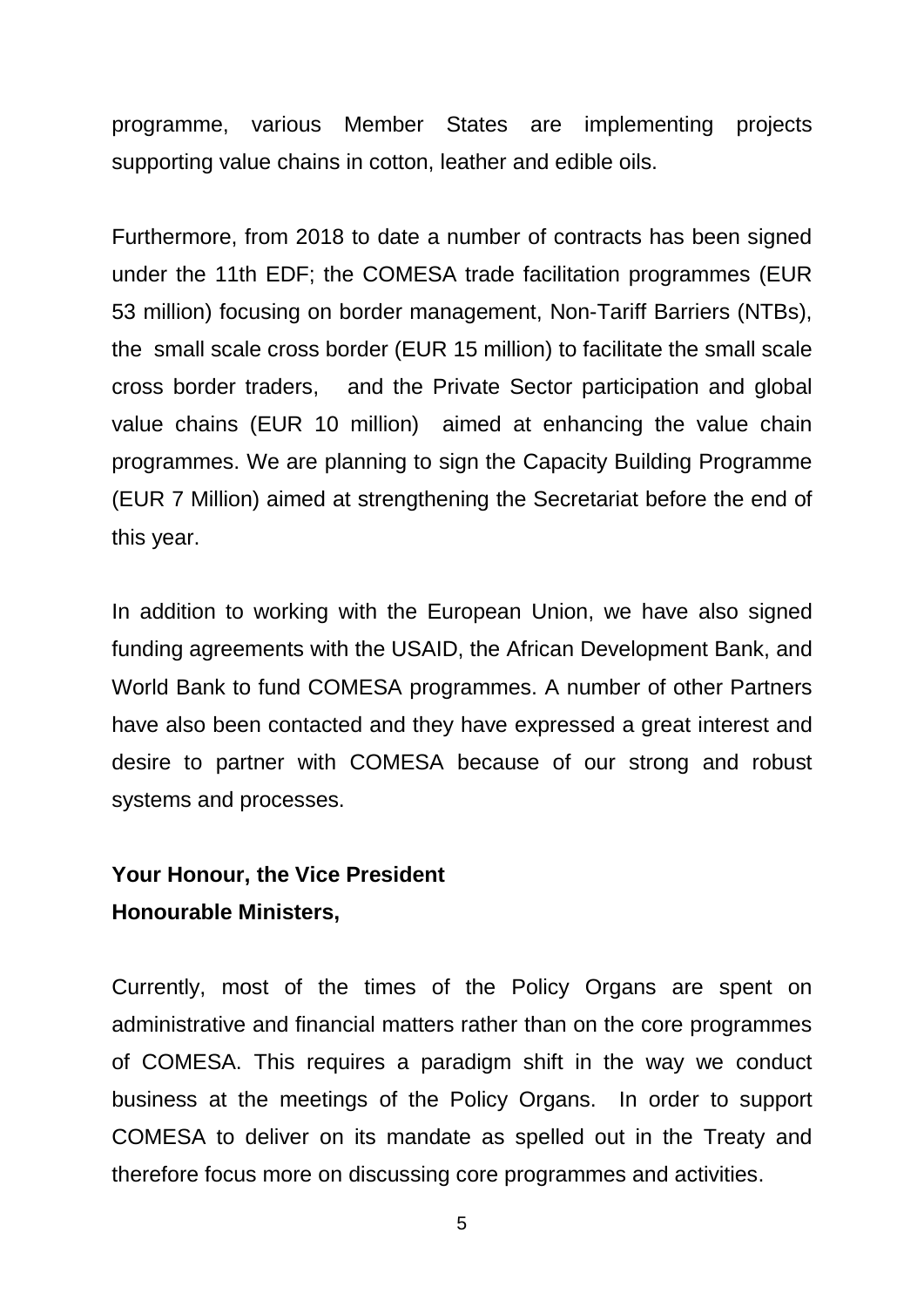programme, various Member States are implementing projects supporting value chains in cotton, leather and edible oils.

Furthermore, from 2018 to date a number of contracts has been signed under the 11th EDF; the COMESA trade facilitation programmes (EUR 53 million) focusing on border management, Non-Tariff Barriers (NTBs), the small scale cross border (EUR 15 million) to facilitate the small scale cross border traders, and the Private Sector participation and global value chains (EUR 10 million) aimed at enhancing the value chain programmes. We are planning to sign the Capacity Building Programme (EUR 7 Million) aimed at strengthening the Secretariat before the end of this year.

In addition to working with the European Union, we have also signed funding agreements with the USAID, the African Development Bank, and World Bank to fund COMESA programmes. A number of other Partners have also been contacted and they have expressed a great interest and desire to partner with COMESA because of our strong and robust systems and processes.

**Your Honour, the Vice President**
**Honourable Ministers,**

Currently, most of the times of the Policy Organs are spent on administrative and financial matters rather than on the core programmes of COMESA. This requires a paradigm shift in the way we conduct business at the meetings of the Policy Organs. In order to support COMESA to deliver on its mandate as spelled out in the Treaty and therefore focus more on discussing core programmes and activities.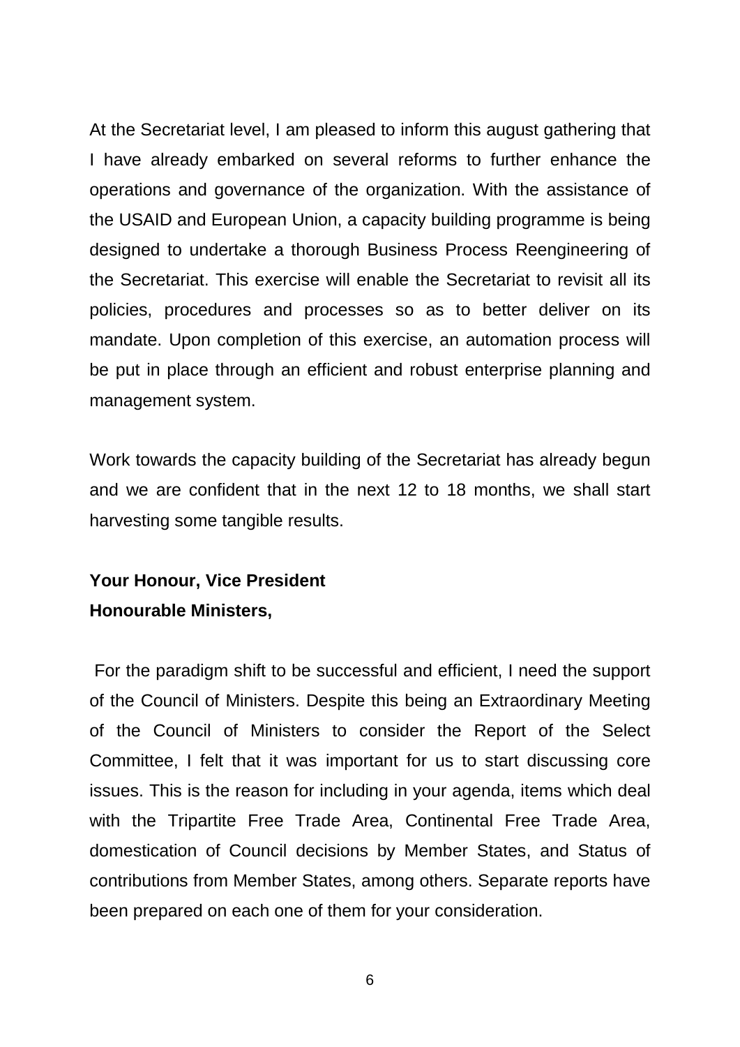At the Secretariat level, I am pleased to inform this august gathering that I have already embarked on several reforms to further enhance the operations and governance of the organization. With the assistance of the USAID and European Union, a capacity building programme is being designed to undertake a thorough Business Process Reengineering of the Secretariat. This exercise will enable the Secretariat to revisit all its policies, procedures and processes so as to better deliver on its mandate. Upon completion of this exercise, an automation process will be put in place through an efficient and robust enterprise planning and management system.

Work towards the capacity building of the Secretariat has already begun and we are confident that in the next 12 to 18 months, we shall start harvesting some tangible results.

**Your Honour, Vice President**
**Honourable Ministers,**

For the paradigm shift to be successful and efficient, I need the support of the Council of Ministers. Despite this being an Extraordinary Meeting of the Council of Ministers to consider the Report of the Select Committee, I felt that it was important for us to start discussing core issues. This is the reason for including in your agenda, items which deal with the Tripartite Free Trade Area, Continental Free Trade Area, domestication of Council decisions by Member States, and Status of contributions from Member States, among others. Separate reports have been prepared on each one of them for your consideration.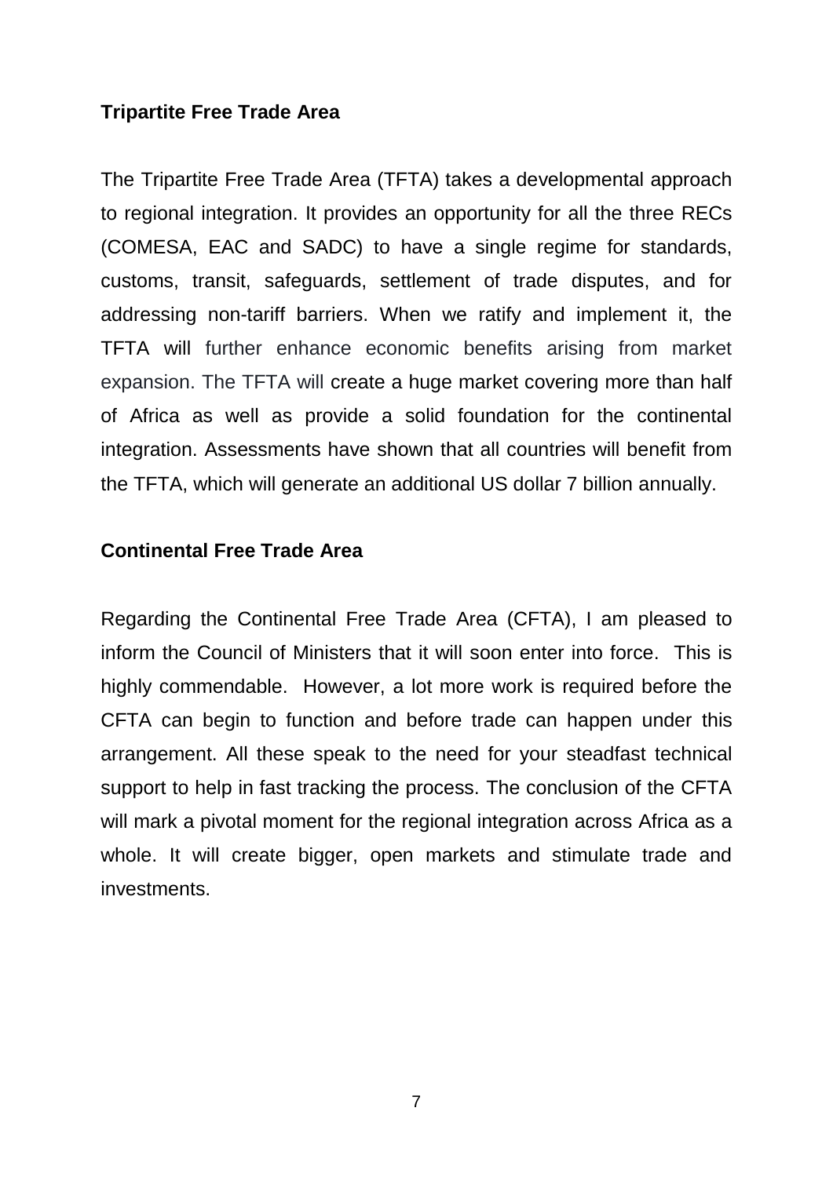**Tripartite Free Trade Area**

The Tripartite Free Trade Area (TFTA) takes a developmental approach to regional integration. It provides an opportunity for all the three RECs (COMESA, EAC and SADC) to have a single regime for standards, customs, transit, safeguards, settlement of trade disputes, and for addressing non-tariff barriers. When we ratify and implement it, the TFTA will further enhance economic benefits arising from market expansion. The TFTA will create a huge market covering more than half of Africa as well as provide a solid foundation for the continental integration. Assessments have shown that all countries will benefit from the TFTA, which will generate an additional US dollar 7 billion annually.

**Continental Free Trade Area**

Regarding the Continental Free Trade Area (CFTA), I am pleased to inform the Council of Ministers that it will soon enter into force. This is highly commendable. However, a lot more work is required before the CFTA can begin to function and before trade can happen under this arrangement. All these speak to the need for your steadfast technical support to help in fast tracking the process. The conclusion of the CFTA will mark a pivotal moment for the regional integration across Africa as a whole. It will create bigger, open markets and stimulate trade and investments.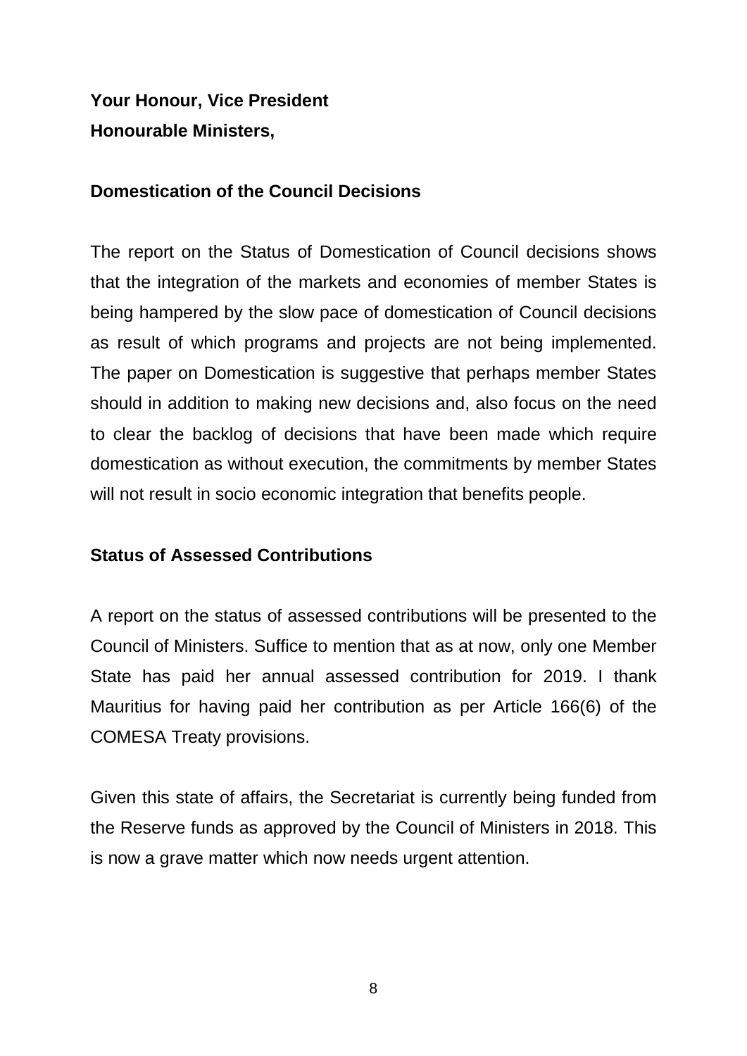**Your Honour, Vice President**
**Honourable Ministers,**

**Domestication of the Council Decisions**

The report on the Status of Domestication of Council decisions shows that the integration of the markets and economies of member States is being hampered by the slow pace of domestication of Council decisions as result of which programs and projects are not being implemented. The paper on Domestication is suggestive that perhaps member States should in addition to making new decisions and, also focus on the need to clear the backlog of decisions that have been made which require domestication as without execution, the commitments by member States will not result in socio economic integration that benefits people.

**Status of Assessed Contributions**

A report on the status of assessed contributions will be presented to the Council of Ministers. Suffice to mention that as at now, only one Member State has paid her annual assessed contribution for 2019. I thank Mauritius for having paid her contribution as per Article 166(6) of the COMESA Treaty provisions.

Given this state of affairs, the Secretariat is currently being funded from the Reserve funds as approved by the Council of Ministers in 2018. This is now a grave matter which now needs urgent attention.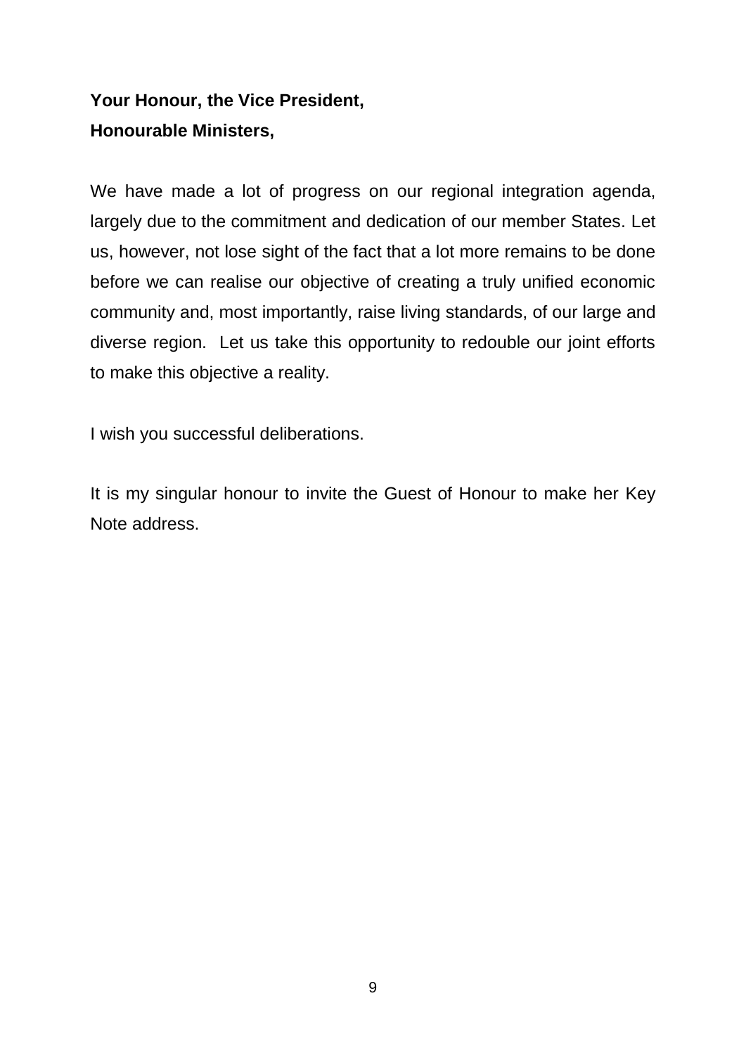**Your Honour, the Vice President,**
**Honourable Ministers,**

We have made a lot of progress on our regional integration agenda, largely due to the commitment and dedication of our member States. Let us, however, not lose sight of the fact that a lot more remains to be done before we can realise our objective of creating a truly unified economic community and, most importantly, raise living standards, of our large and diverse region. Let us take this opportunity to redouble our joint efforts to make this objective a reality.

I wish you successful deliberations.

It is my singular honour to invite the Guest of Honour to make her Key Note address.